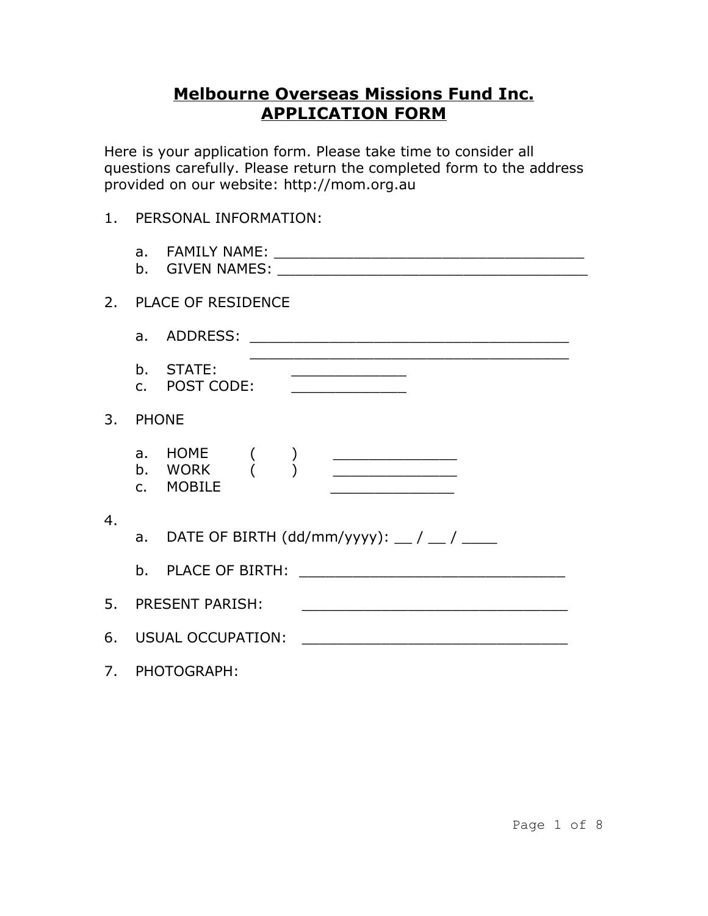# Melbourne Overseas Missions Fund Inc.
# APPLICATION FORM

Here is your application form. Please take time to consider all questions carefully. Please return the completed form to the address provided on our website: http://mom.org.au

1. PERSONAL INFORMATION:

   a. FAMILY NAME: ____________________________________
   b. GIVEN NAMES: ____________________________________

2. PLACE OF RESIDENCE

   a. ADDRESS: ____________________________________
   ____________________________________
   b. STATE: _____________
   c. POST CODE: _____________

3. PHONE

   a. HOME ( ) ______________
   b. WORK ( ) ______________
   c. MOBILE ______________

4. 
   a. DATE OF BIRTH (dd/mm/yyyy): __ / __ / ____

   b. PLACE OF BIRTH: ______________________________

5. PRESENT PARISH: ______________________________

6. USUAL OCCUPATION: ______________________________

7. PHOTOGRAPH: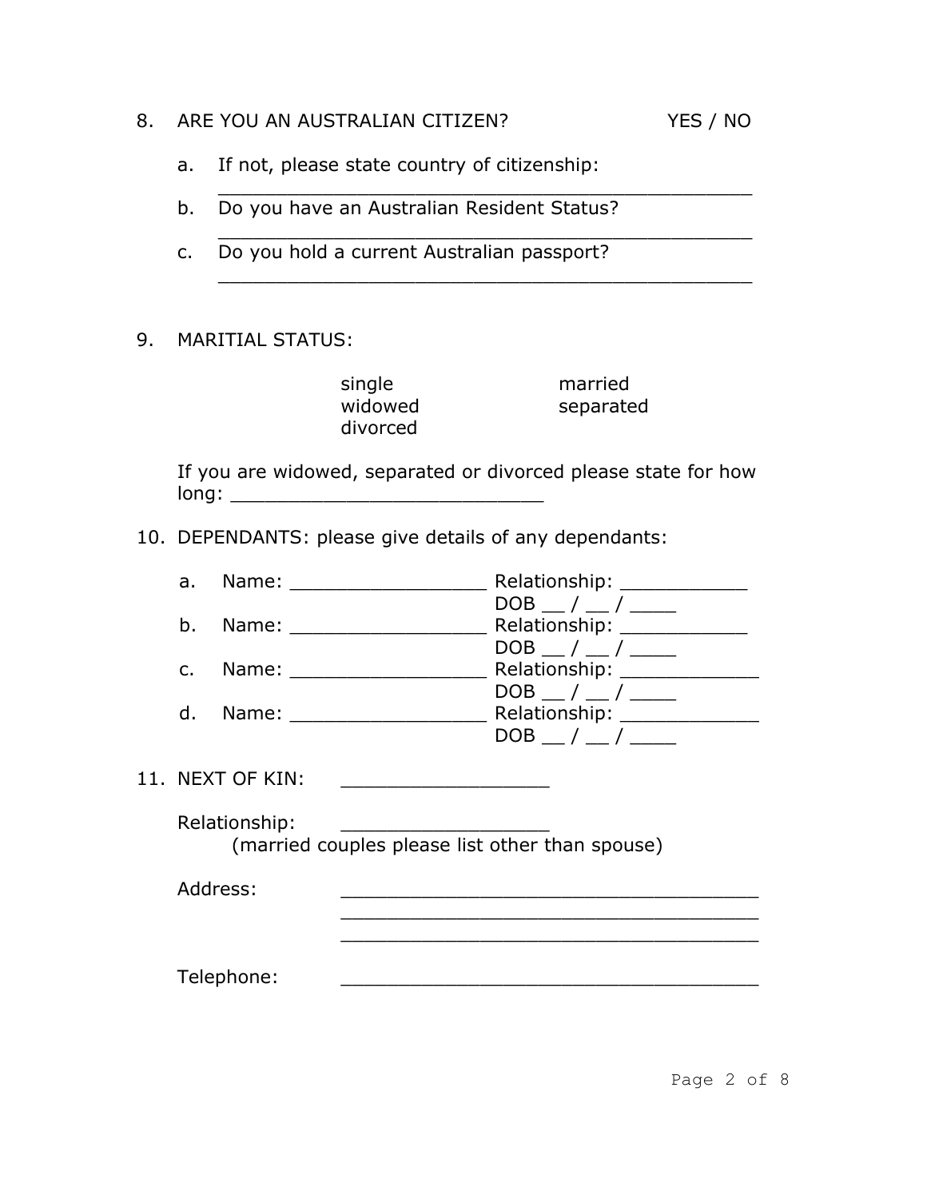8. ARE YOU AN AUSTRALIAN CITIZEN? YES / NO

   a. If not, please state country of citizenship:
      _______________________________________________
   b. Do you have an Australian Resident Status?
      _______________________________________________
   c. Do you hold a current Australian passport?
      _______________________________________________

9. MARITIAL STATUS:

   single married
   widowed separated
   divorced

   If you are widowed, separated or divorced please state for how long: ___________________________

10. DEPENDANTS: please give details of any dependants:

    a. Name: _________________ Relationship: ___________
       DOB __ / __ / ____
    b. Name: _________________ Relationship: ___________
       DOB __ / __ / ____
    c. Name: _________________ Relationship: ____________
       DOB __ / __ / ____
    d. Name: _________________ Relationship: ____________
       DOB __ / __ / ____

11. NEXT OF KIN: __________________

    Relationship: __________________
    (married couples please list other than spouse)

    Address: ____________________________________
    ____________________________________
    ____________________________________

    Telephone: ____________________________________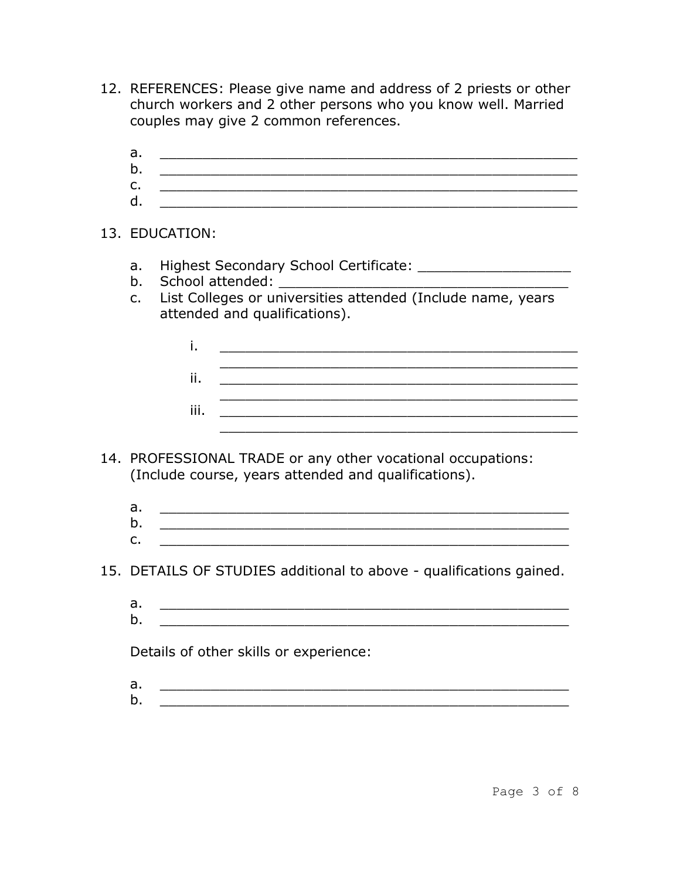12. REFERENCES: Please give name and address of 2 priests or other church workers and 2 other persons who you know well. Married couples may give 2 common references.

    a. ___________________________________________________
    b. ___________________________________________________
    c. ___________________________________________________
    d. ___________________________________________________

13. EDUCATION:

    a. Highest Secondary School Certificate: __________________
    b. School attended: ___________________________________
    c. List Colleges or universities attended (Include name, years attended and qualifications).

        i. ____________________________________________
           ____________________________________________
        ii. ____________________________________________
           ____________________________________________
        iii. ____________________________________________
           ____________________________________________

14. PROFESSIONAL TRADE or any other vocational occupations: (Include course, years attended and qualifications).

    a. ___________________________________________________
    b. ___________________________________________________
    c. ___________________________________________________

15. DETAILS OF STUDIES additional to above - qualifications gained.

    a. ___________________________________________________
    b. ___________________________________________________

    Details of other skills or experience:

    a. ___________________________________________________
    b. ___________________________________________________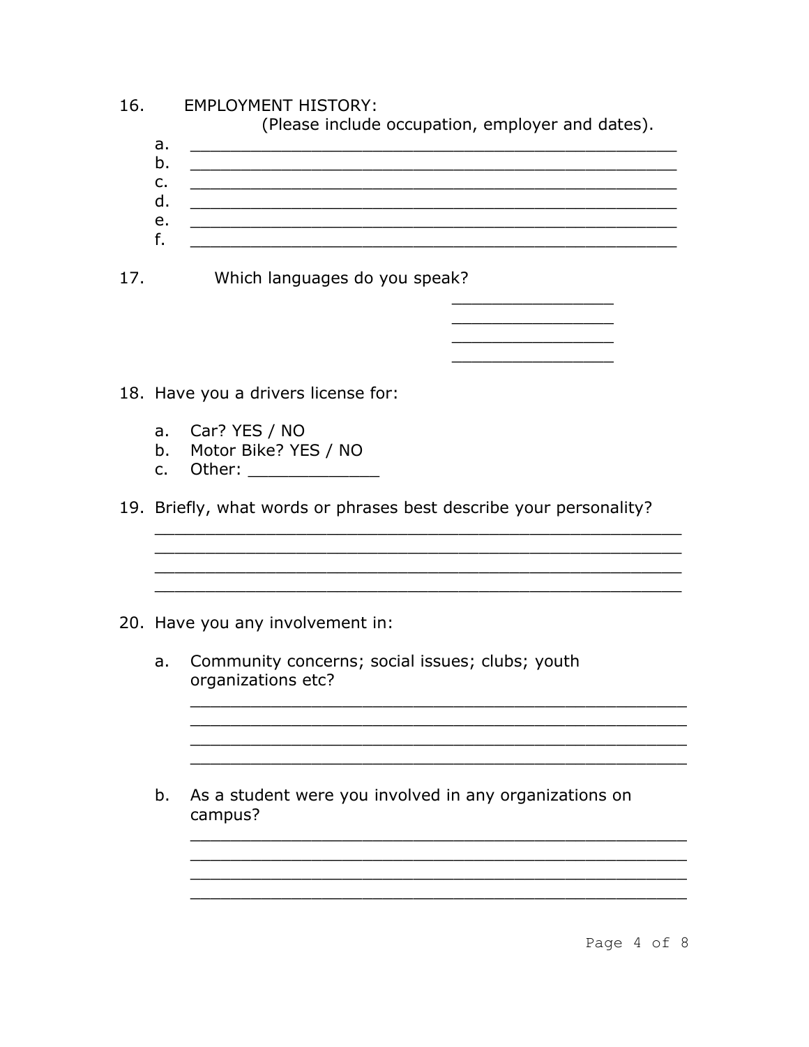16. EMPLOYMENT HISTORY:
(Please include occupation, employer and dates).

a. ________________________________________________
b. ________________________________________________
c. ________________________________________________
d. ________________________________________________
e. ________________________________________________
f. ________________________________________________

17. Which languages do you speak?

________________
________________
________________
________________

18. Have you a drivers license for:

a. Car? YES / NO
b. Motor Bike? YES / NO
c. Other: _____________

19. Briefly, what words or phrases best describe your personality?

______________________________________________________
______________________________________________________
______________________________________________________
______________________________________________________

20. Have you any involvement in:

a. Community concerns; social issues; clubs; youth organizations etc?

__________________________________________________
__________________________________________________
__________________________________________________
__________________________________________________

b. As a student were you involved in any organizations on campus?

__________________________________________________
__________________________________________________
__________________________________________________
__________________________________________________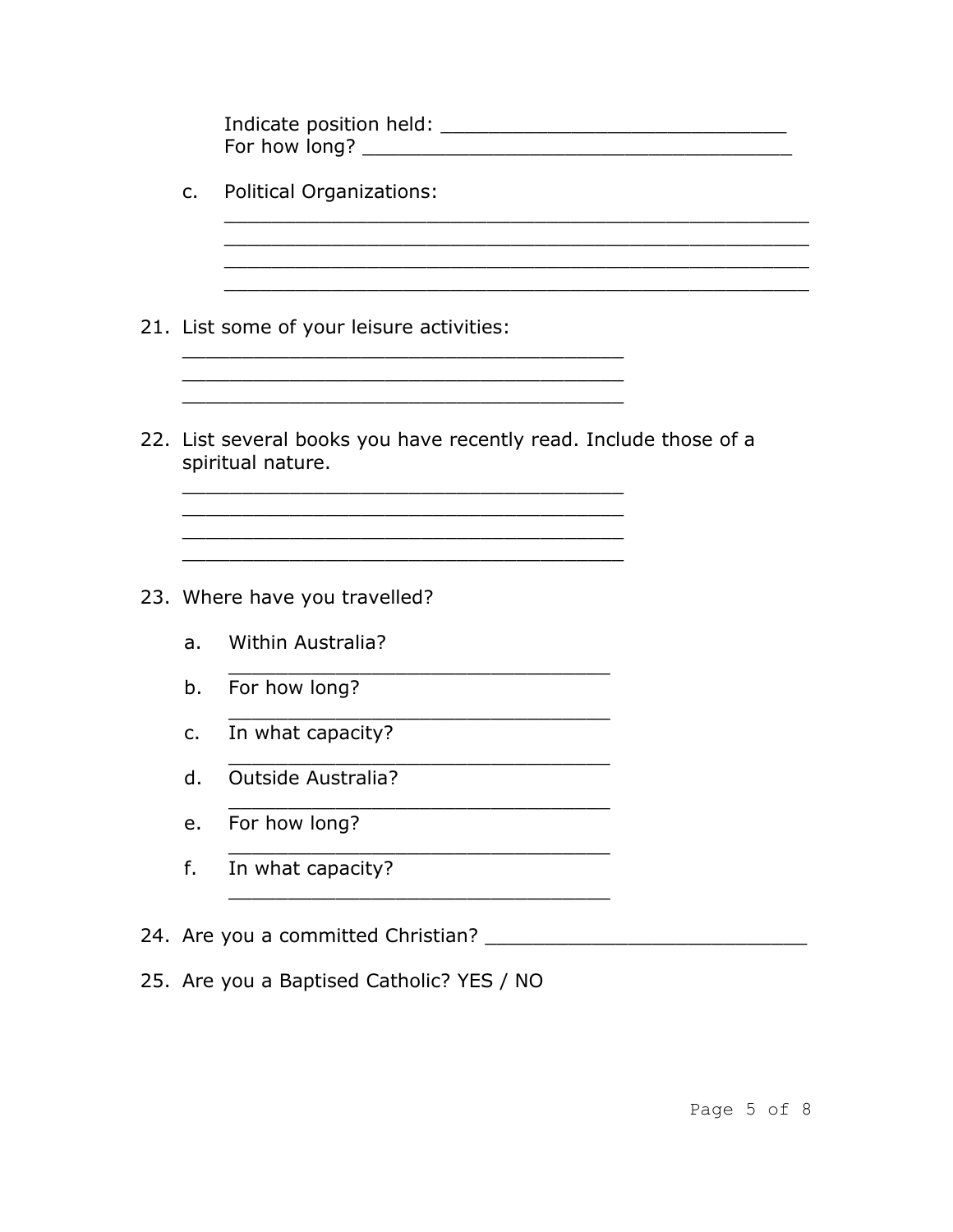Indicate position held: ______________________________
For how long? _____________________________________

c. Political Organizations:
___________________________________________________
___________________________________________________
___________________________________________________
___________________________________________________

21. List some of your leisure activities:
_______________________________________
_______________________________________
_______________________________________

22. List several books you have recently read. Include those of a spiritual nature.
_______________________________________
_______________________________________
_______________________________________
_______________________________________

23. Where have you travelled?

a. Within Australia? _________________________________

b. For how long? _________________________________

c. In what capacity? _________________________________

d. Outside Australia? _________________________________

e. For how long? _________________________________

f. In what capacity? _________________________________

24. Are you a committed Christian? ____________________________

25. Are you a Baptised Catholic? YES / NO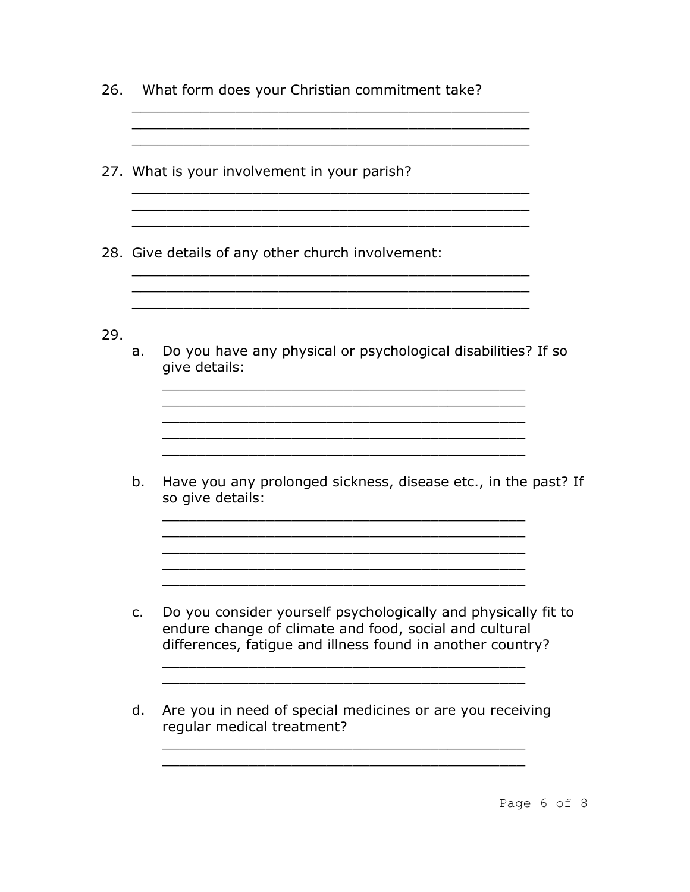26. What form does your Christian commitment take?

_______________________________________________

_______________________________________________

_______________________________________________

27. What is your involvement in your parish?

_______________________________________________

_______________________________________________

_______________________________________________

28. Give details of any other church involvement:

_______________________________________________

_______________________________________________

_______________________________________________

29.

  a. Do you have any physical or psychological disabilities? If so give details:

  ____________________________________________

  ____________________________________________

  ____________________________________________

  ____________________________________________

  ____________________________________________

  b. Have you any prolonged sickness, disease etc., in the past? If so give details:

  ____________________________________________

  ____________________________________________

  ____________________________________________

  ____________________________________________

  ____________________________________________

  c. Do you consider yourself psychologically and physically fit to endure change of climate and food, social and cultural differences, fatigue and illness found in another country?

  ____________________________________________

  ____________________________________________

  d. Are you in need of special medicines or are you receiving regular medical treatment?

  ____________________________________________

  ____________________________________________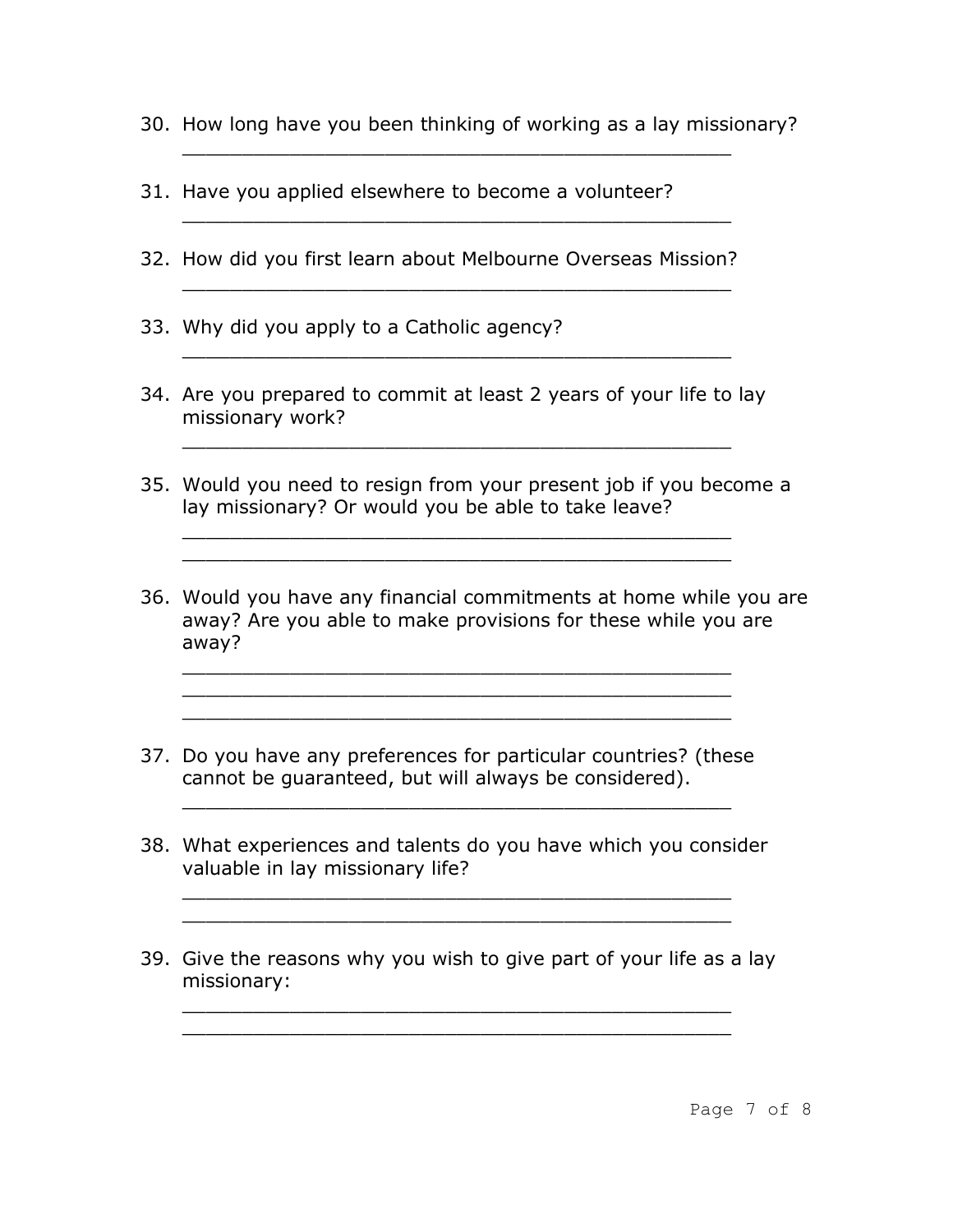30. How long have you been thinking of working as a lay missionary?

    _______________________________________________

31. Have you applied elsewhere to become a volunteer?

    _______________________________________________

32. How did you first learn about Melbourne Overseas Mission?

    _______________________________________________

33. Why did you apply to a Catholic agency?

    _______________________________________________

34. Are you prepared to commit at least 2 years of your life to lay missionary work?

    _______________________________________________

35. Would you need to resign from your present job if you become a lay missionary? Or would you be able to take leave?

    _______________________________________________
    _______________________________________________

36. Would you have any financial commitments at home while you are away? Are you able to make provisions for these while you are away?

    _______________________________________________
    _______________________________________________
    _______________________________________________

37. Do you have any preferences for particular countries? (these cannot be guaranteed, but will always be considered).

    _______________________________________________

38. What experiences and talents do you have which you consider valuable in lay missionary life?

    _______________________________________________
    _______________________________________________

39. Give the reasons why you wish to give part of your life as a lay missionary:

    _______________________________________________
    _______________________________________________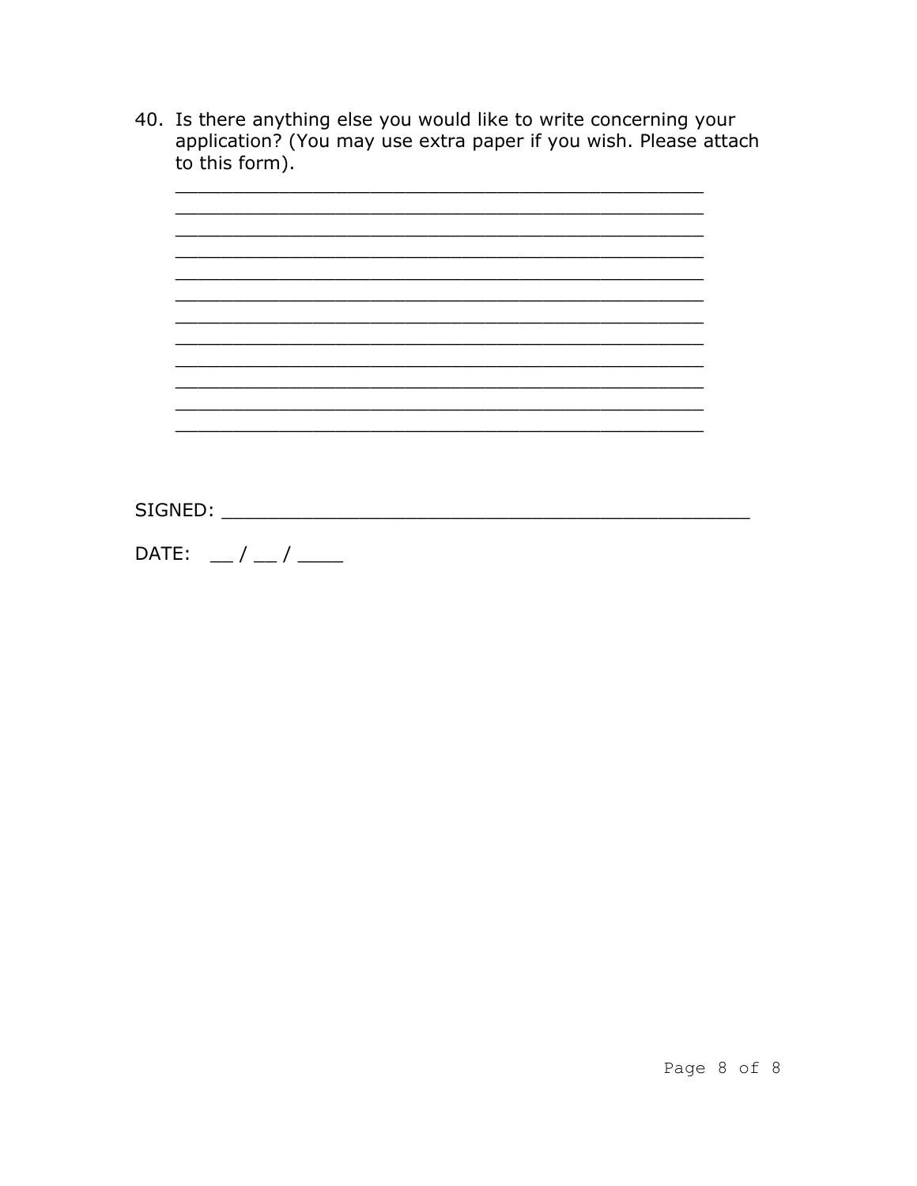40. Is there anything else you would like to write concerning your application? (You may use extra paper if you wish. Please attach to this form).

________________________________________________
________________________________________________
________________________________________________
________________________________________________
________________________________________________
________________________________________________
________________________________________________
________________________________________________
________________________________________________
________________________________________________
________________________________________________
________________________________________________

SIGNED: ________________________________________________

DATE: __ / __ / ____